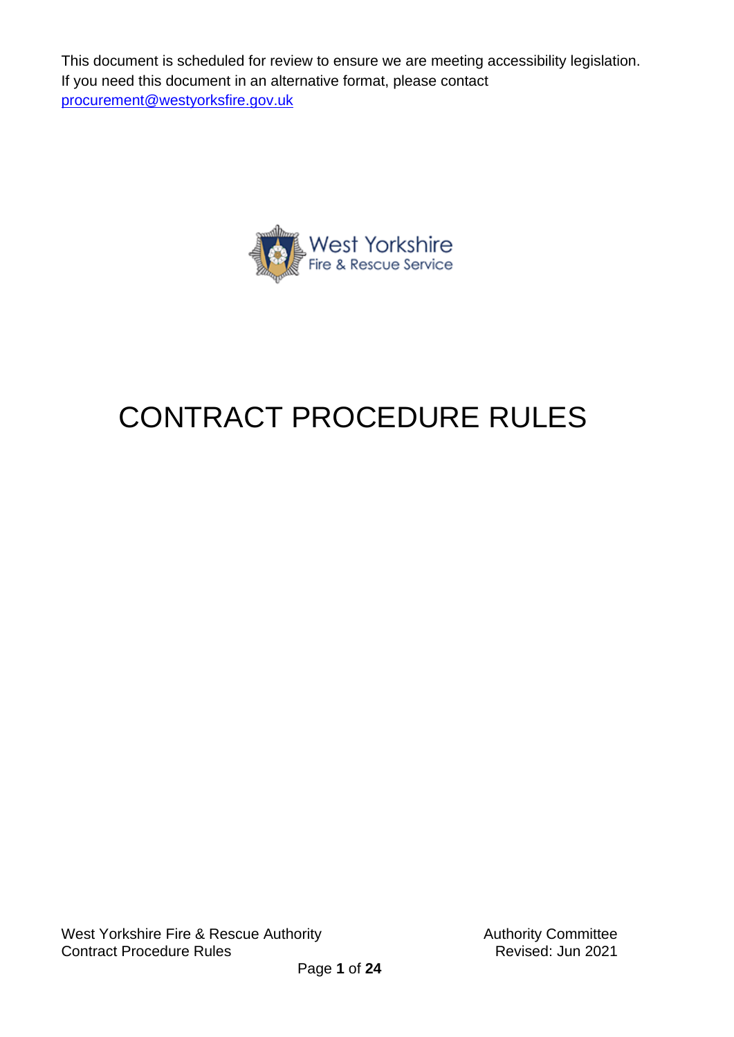This document is scheduled for review to ensure we are meeting accessibility legislation. If you need this document in an alternative format, please contact procurement@westyorksfire.gov.uk

West Yorkshire Fire & Rescue Service

# CONTRACT PROCEDURE RULES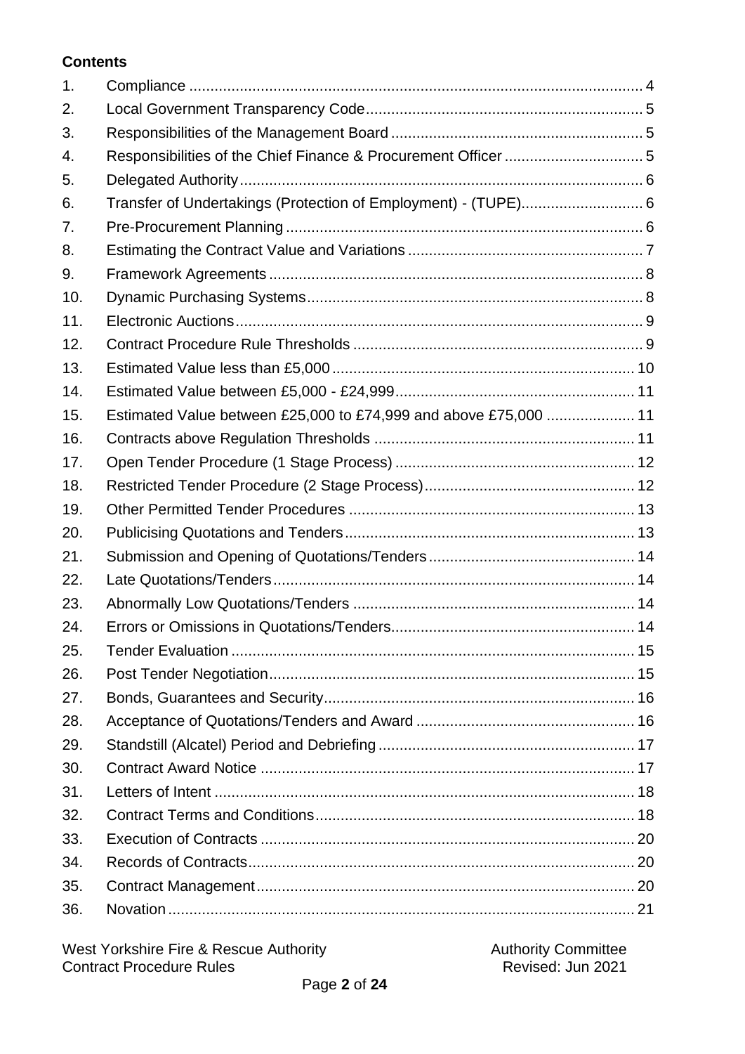**Contents**

1. Compliance ..... 4
2. Local Government Transparency Code ..... 5
3. Responsibilities of the Management Board ..... 5
4. Responsibilities of the Chief Finance & Procurement Officer ..... 5
5. Delegated Authority ..... 6
6. Transfer of Undertakings (Protection of Employment) - (TUPE) ..... 6
7. Pre-Procurement Planning ..... 6
8. Estimating the Contract Value and Variations ..... 7
9. Framework Agreements ..... 8
10. Dynamic Purchasing Systems ..... 8
11. Electronic Auctions ..... 9
12. Contract Procedure Rule Thresholds ..... 9
13. Estimated Value less than £5,000 ..... 10
14. Estimated Value between £5,000 - £24,999 ..... 11
15. Estimated Value between £25,000 to £74,999 and above £75,000 ..... 11
16. Contracts above Regulation Thresholds ..... 11
17. Open Tender Procedure (1 Stage Process) ..... 12
18. Restricted Tender Procedure (2 Stage Process) ..... 12
19. Other Permitted Tender Procedures ..... 13
20. Publicising Quotations and Tenders ..... 13
21. Submission and Opening of Quotations/Tenders ..... 14
22. Late Quotations/Tenders ..... 14
23. Abnormally Low Quotations/Tenders ..... 14
24. Errors or Omissions in Quotations/Tenders ..... 14
25. Tender Evaluation ..... 15
26. Post Tender Negotiation ..... 15
27. Bonds, Guarantees and Security ..... 16
28. Acceptance of Quotations/Tenders and Award ..... 16
29. Standstill (Alcatel) Period and Debriefing ..... 17
30. Contract Award Notice ..... 17
31. Letters of Intent ..... 18
32. Contract Terms and Conditions ..... 18
33. Execution of Contracts ..... 20
34. Records of Contracts ..... 20
35. Contract Management ..... 20
36. Novation ..... 21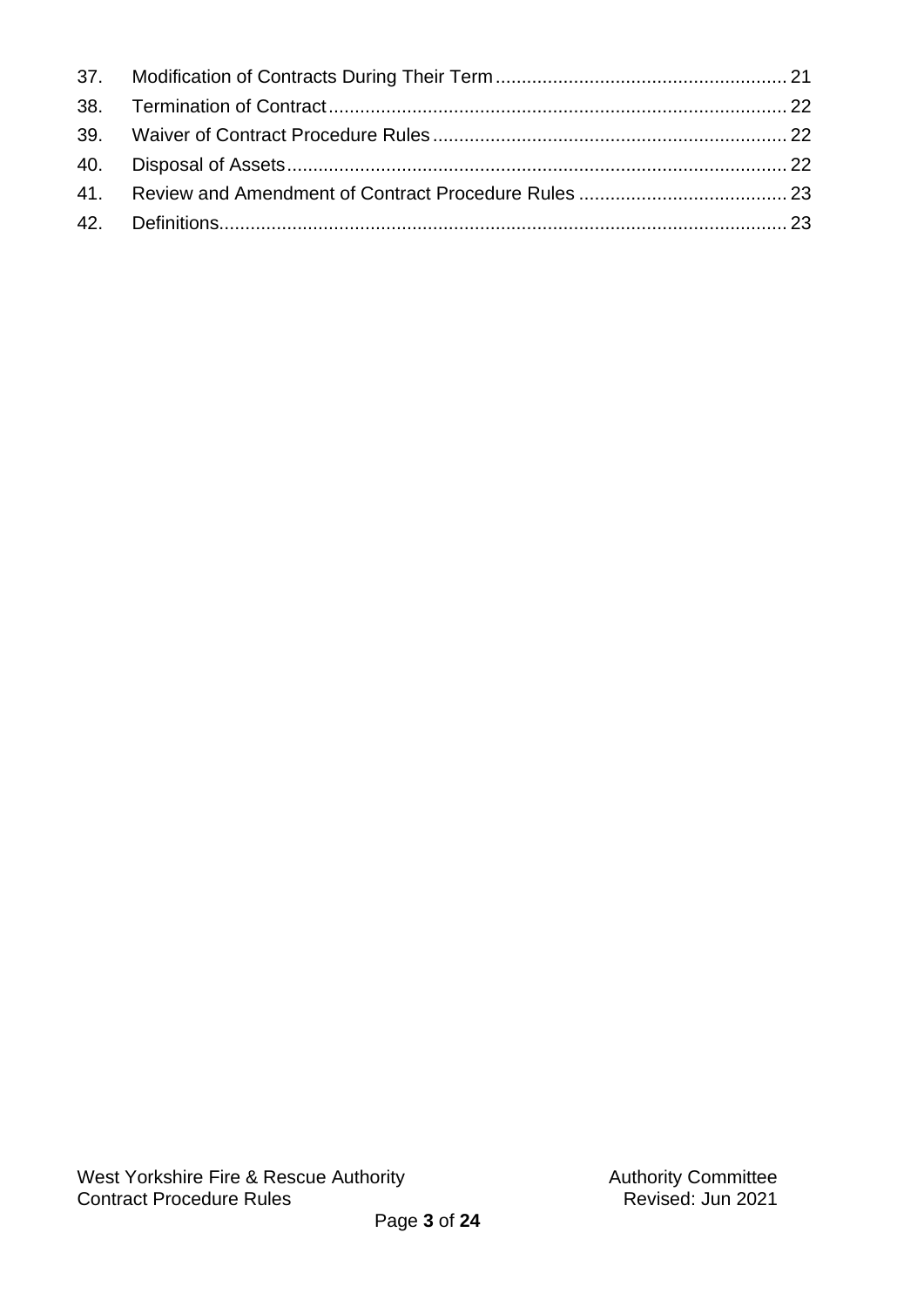| | | |
|---|---|---|
| 37. | Modification of Contracts During Their Term | 21 |
| 38. | Termination of Contract | 22 |
| 39. | Waiver of Contract Procedure Rules | 22 |
| 40. | Disposal of Assets | 22 |
| 41. | Review and Amendment of Contract Procedure Rules | 23 |
| 42. | Definitions | 23 |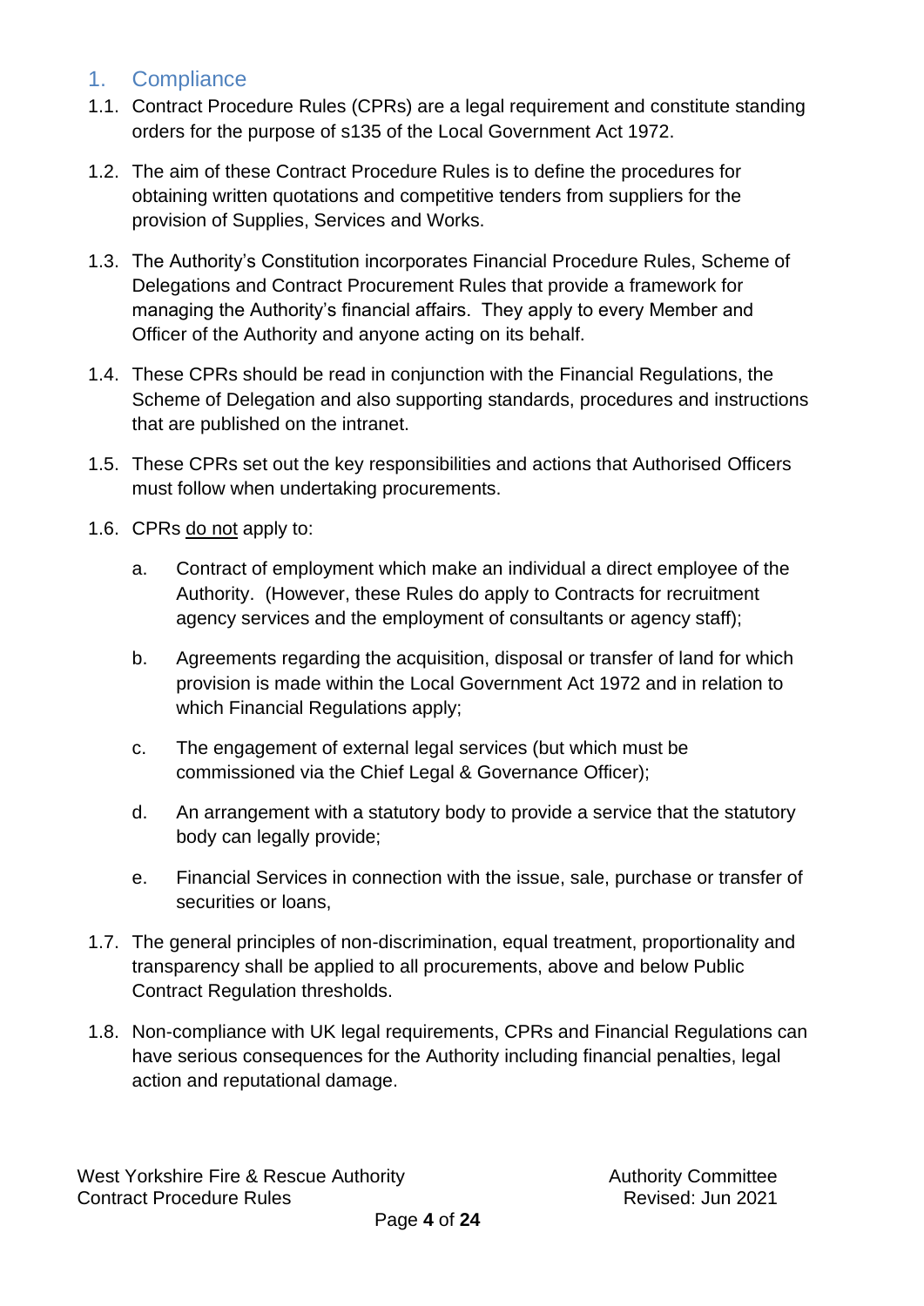## 1. Compliance

1.1. Contract Procedure Rules (CPRs) are a legal requirement and constitute standing orders for the purpose of s135 of the Local Government Act 1972.

1.2. The aim of these Contract Procedure Rules is to define the procedures for obtaining written quotations and competitive tenders from suppliers for the provision of Supplies, Services and Works.

1.3. The Authority's Constitution incorporates Financial Procedure Rules, Scheme of Delegations and Contract Procurement Rules that provide a framework for managing the Authority's financial affairs. They apply to every Member and Officer of the Authority and anyone acting on its behalf.

1.4. These CPRs should be read in conjunction with the Financial Regulations, the Scheme of Delegation and also supporting standards, procedures and instructions that are published on the intranet.

1.5. These CPRs set out the key responsibilities and actions that Authorised Officers must follow when undertaking procurements.

1.6. CPRs <u>do not</u> apply to:

   a. Contract of employment which make an individual a direct employee of the Authority. (However, these Rules do apply to Contracts for recruitment agency services and the employment of consultants or agency staff);

   b. Agreements regarding the acquisition, disposal or transfer of land for which provision is made within the Local Government Act 1972 and in relation to which Financial Regulations apply;

   c. The engagement of external legal services (but which must be commissioned via the Chief Legal & Governance Officer);

   d. An arrangement with a statutory body to provide a service that the statutory body can legally provide;

   e. Financial Services in connection with the issue, sale, purchase or transfer of securities or loans,

1.7. The general principles of non-discrimination, equal treatment, proportionality and transparency shall be applied to all procurements, above and below Public Contract Regulation thresholds.

1.8. Non-compliance with UK legal requirements, CPRs and Financial Regulations can have serious consequences for the Authority including financial penalties, legal action and reputational damage.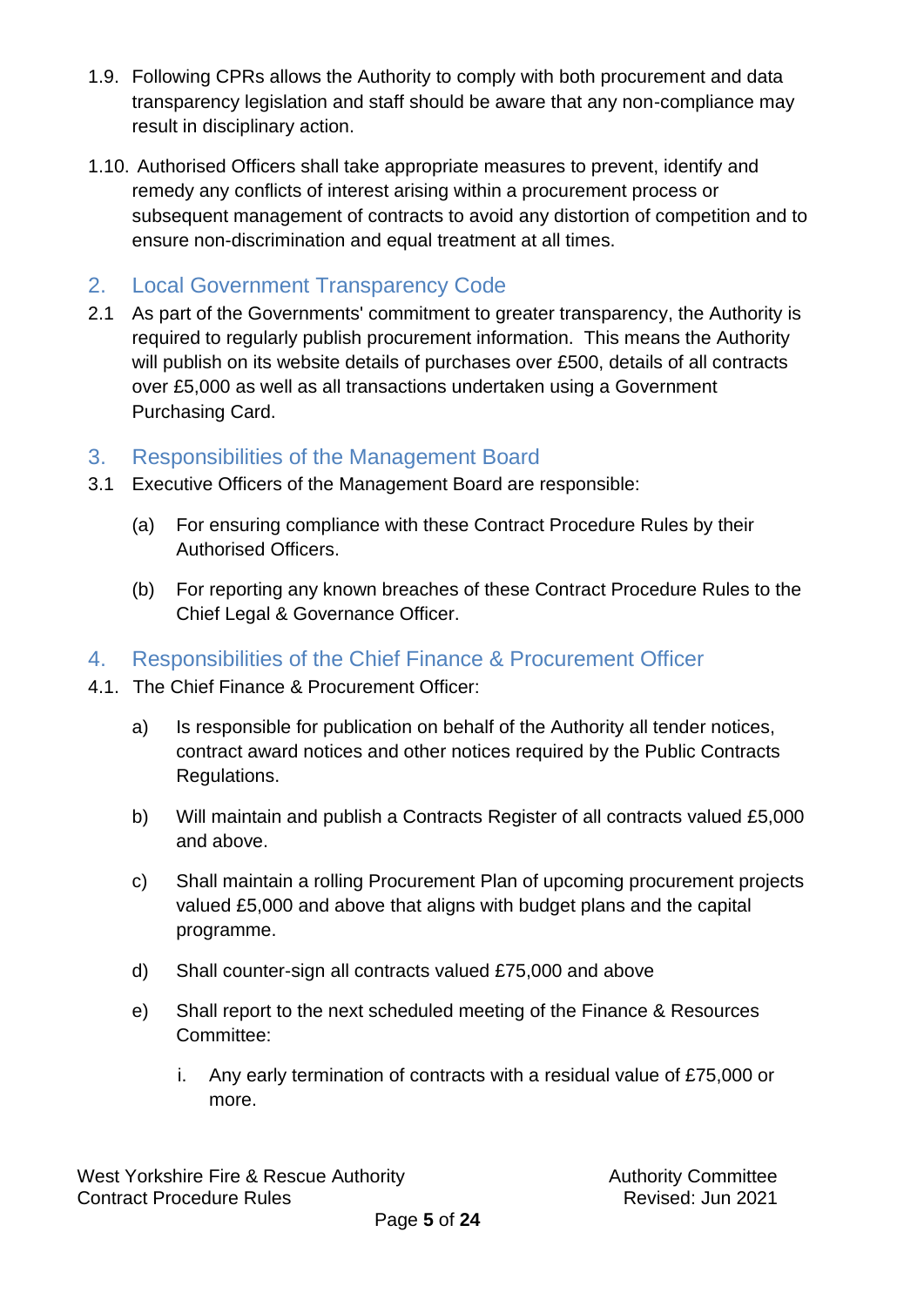1.9. Following CPRs allows the Authority to comply with both procurement and data transparency legislation and staff should be aware that any non-compliance may result in disciplinary action.

1.10. Authorised Officers shall take appropriate measures to prevent, identify and remedy any conflicts of interest arising within a procurement process or subsequent management of contracts to avoid any distortion of competition and to ensure non-discrimination and equal treatment at all times.

## 2. Local Government Transparency Code

2.1 As part of the Governments' commitment to greater transparency, the Authority is required to regularly publish procurement information. This means the Authority will publish on its website details of purchases over £500, details of all contracts over £5,000 as well as all transactions undertaken using a Government Purchasing Card.

## 3. Responsibilities of the Management Board

3.1 Executive Officers of the Management Board are responsible:

(a) For ensuring compliance with these Contract Procedure Rules by their Authorised Officers.

(b) For reporting any known breaches of these Contract Procedure Rules to the Chief Legal & Governance Officer.

## 4. Responsibilities of the Chief Finance & Procurement Officer

4.1. The Chief Finance & Procurement Officer:

a) Is responsible for publication on behalf of the Authority all tender notices, contract award notices and other notices required by the Public Contracts Regulations.

b) Will maintain and publish a Contracts Register of all contracts valued £5,000 and above.

c) Shall maintain a rolling Procurement Plan of upcoming procurement projects valued £5,000 and above that aligns with budget plans and the capital programme.

d) Shall counter-sign all contracts valued £75,000 and above

e) Shall report to the next scheduled meeting of the Finance & Resources Committee:

i. Any early termination of contracts with a residual value of £75,000 or more.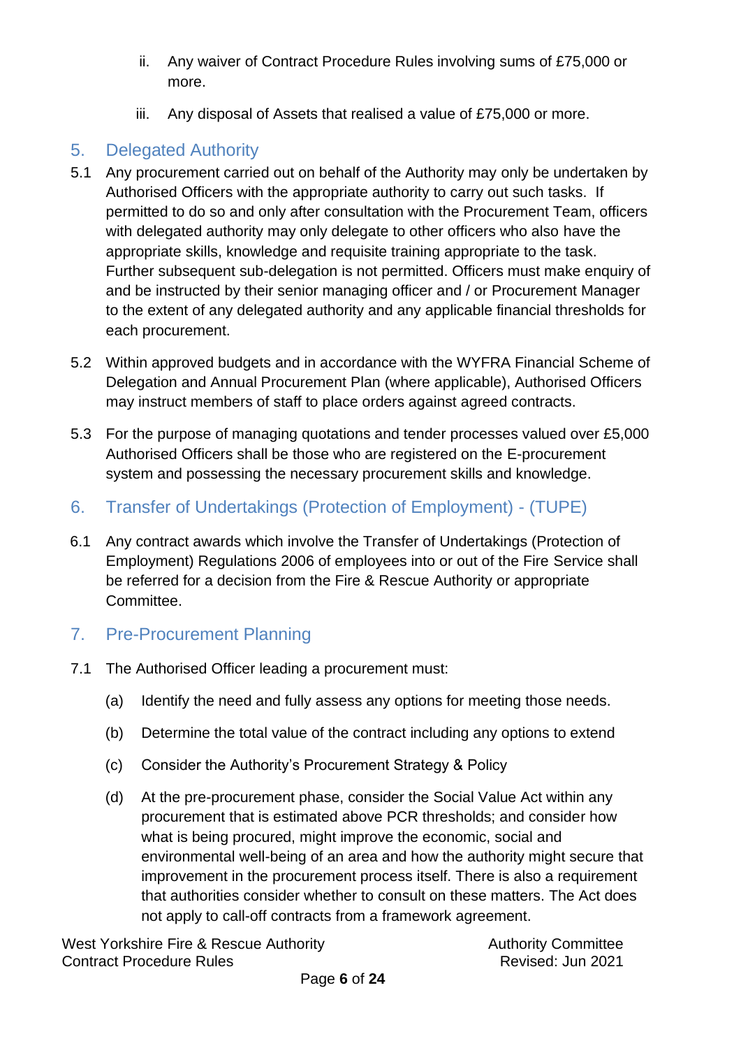ii. Any waiver of Contract Procedure Rules involving sums of £75,000 or more.

iii. Any disposal of Assets that realised a value of £75,000 or more.

## 5. Delegated Authority

5.1 Any procurement carried out on behalf of the Authority may only be undertaken by Authorised Officers with the appropriate authority to carry out such tasks. If permitted to do so and only after consultation with the Procurement Team, officers with delegated authority may only delegate to other officers who also have the appropriate skills, knowledge and requisite training appropriate to the task. Further subsequent sub-delegation is not permitted. Officers must make enquiry of and be instructed by their senior managing officer and / or Procurement Manager to the extent of any delegated authority and any applicable financial thresholds for each procurement.

5.2 Within approved budgets and in accordance with the WYFRA Financial Scheme of Delegation and Annual Procurement Plan (where applicable), Authorised Officers may instruct members of staff to place orders against agreed contracts.

5.3 For the purpose of managing quotations and tender processes valued over £5,000 Authorised Officers shall be those who are registered on the E-procurement system and possessing the necessary procurement skills and knowledge.

## 6. Transfer of Undertakings (Protection of Employment) - (TUPE)

6.1 Any contract awards which involve the Transfer of Undertakings (Protection of Employment) Regulations 2006 of employees into or out of the Fire Service shall be referred for a decision from the Fire & Rescue Authority or appropriate Committee.

## 7. Pre-Procurement Planning

7.1 The Authorised Officer leading a procurement must:

(a) Identify the need and fully assess any options for meeting those needs.

(b) Determine the total value of the contract including any options to extend

(c) Consider the Authority's Procurement Strategy & Policy

(d) At the pre-procurement phase, consider the Social Value Act within any procurement that is estimated above PCR thresholds; and consider how what is being procured, might improve the economic, social and environmental well-being of an area and how the authority might secure that improvement in the procurement process itself. There is also a requirement that authorities consider whether to consult on these matters. The Act does not apply to call-off contracts from a framework agreement.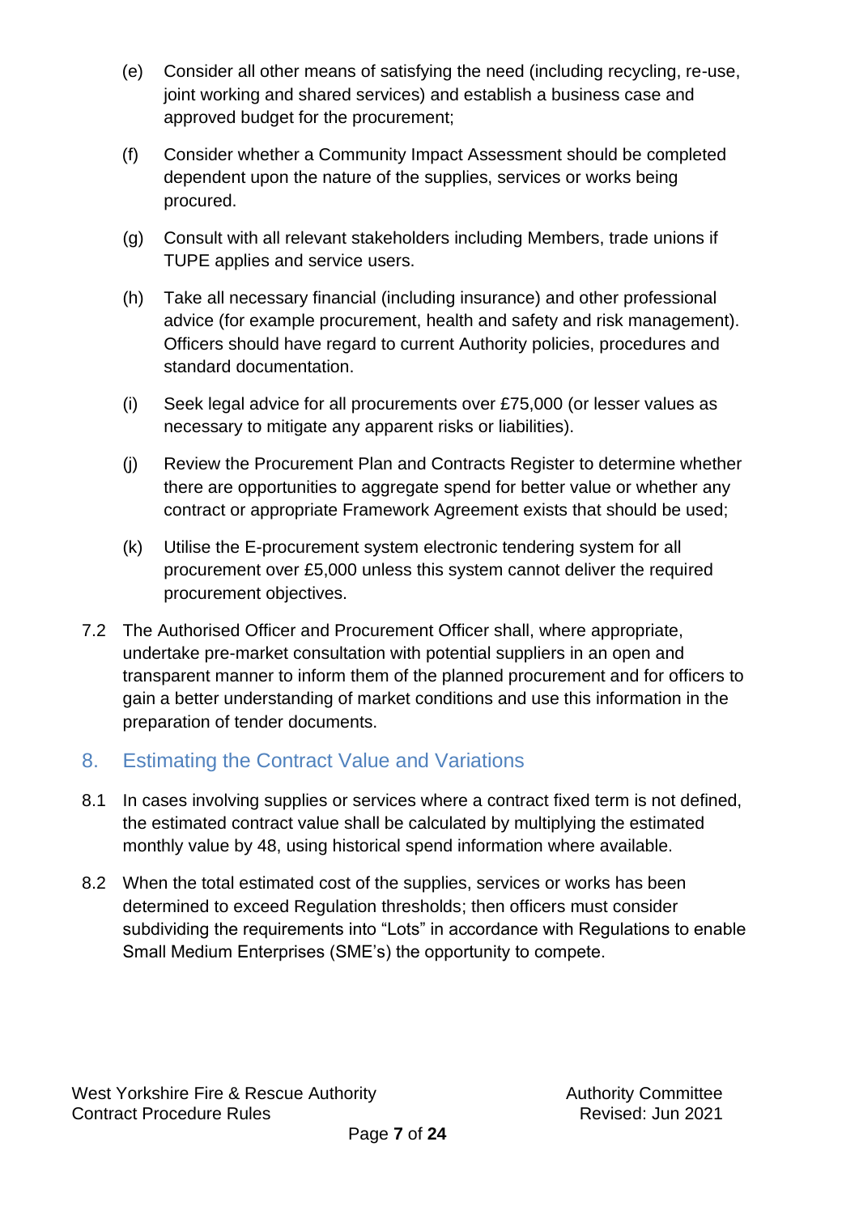(e) Consider all other means of satisfying the need (including recycling, re-use, joint working and shared services) and establish a business case and approved budget for the procurement;

(f) Consider whether a Community Impact Assessment should be completed dependent upon the nature of the supplies, services or works being procured.

(g) Consult with all relevant stakeholders including Members, trade unions if TUPE applies and service users.

(h) Take all necessary financial (including insurance) and other professional advice (for example procurement, health and safety and risk management). Officers should have regard to current Authority policies, procedures and standard documentation.

(i) Seek legal advice for all procurements over £75,000 (or lesser values as necessary to mitigate any apparent risks or liabilities).

(j) Review the Procurement Plan and Contracts Register to determine whether there are opportunities to aggregate spend for better value or whether any contract or appropriate Framework Agreement exists that should be used;

(k) Utilise the E-procurement system electronic tendering system for all procurement over £5,000 unless this system cannot deliver the required procurement objectives.

7.2 The Authorised Officer and Procurement Officer shall, where appropriate, undertake pre-market consultation with potential suppliers in an open and transparent manner to inform them of the planned procurement and for officers to gain a better understanding of market conditions and use this information in the preparation of tender documents.

## 8. Estimating the Contract Value and Variations

8.1 In cases involving supplies or services where a contract fixed term is not defined, the estimated contract value shall be calculated by multiplying the estimated monthly value by 48, using historical spend information where available.

8.2 When the total estimated cost of the supplies, services or works has been determined to exceed Regulation thresholds; then officers must consider subdividing the requirements into "Lots" in accordance with Regulations to enable Small Medium Enterprises (SME's) the opportunity to compete.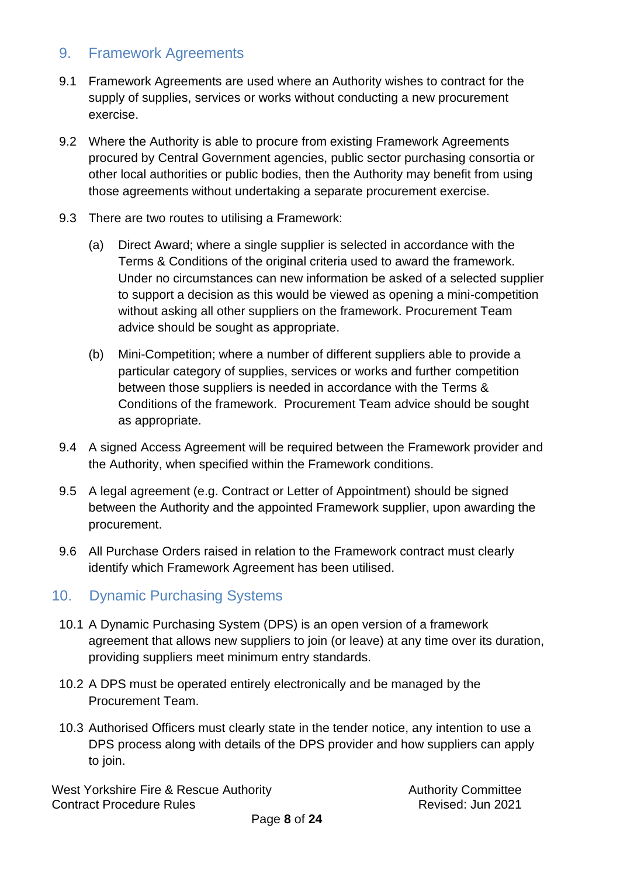## 9. Framework Agreements

9.1 Framework Agreements are used where an Authority wishes to contract for the supply of supplies, services or works without conducting a new procurement exercise.

9.2 Where the Authority is able to procure from existing Framework Agreements procured by Central Government agencies, public sector purchasing consortia or other local authorities or public bodies, then the Authority may benefit from using those agreements without undertaking a separate procurement exercise.

9.3 There are two routes to utilising a Framework:

(a) Direct Award; where a single supplier is selected in accordance with the Terms & Conditions of the original criteria used to award the framework. Under no circumstances can new information be asked of a selected supplier to support a decision as this would be viewed as opening a mini-competition without asking all other suppliers on the framework. Procurement Team advice should be sought as appropriate.

(b) Mini-Competition; where a number of different suppliers able to provide a particular category of supplies, services or works and further competition between those suppliers is needed in accordance with the Terms & Conditions of the framework. Procurement Team advice should be sought as appropriate.

9.4 A signed Access Agreement will be required between the Framework provider and the Authority, when specified within the Framework conditions.

9.5 A legal agreement (e.g. Contract or Letter of Appointment) should be signed between the Authority and the appointed Framework supplier, upon awarding the procurement.

9.6 All Purchase Orders raised in relation to the Framework contract must clearly identify which Framework Agreement has been utilised.

## 10. Dynamic Purchasing Systems

10.1 A Dynamic Purchasing System (DPS) is an open version of a framework agreement that allows new suppliers to join (or leave) at any time over its duration, providing suppliers meet minimum entry standards.

10.2 A DPS must be operated entirely electronically and be managed by the Procurement Team.

10.3 Authorised Officers must clearly state in the tender notice, any intention to use a DPS process along with details of the DPS provider and how suppliers can apply to join.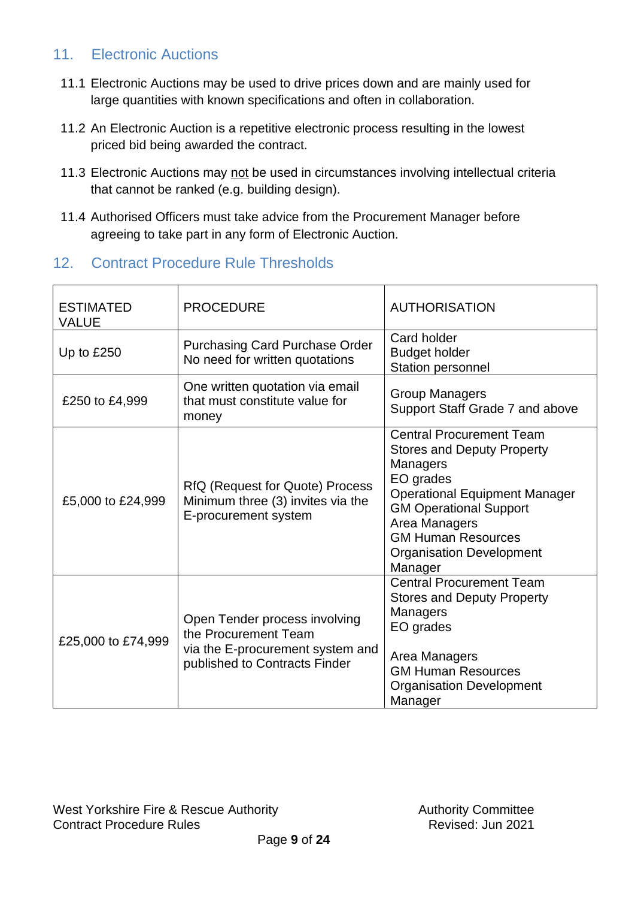## 11. Electronic Auctions

11.1 Electronic Auctions may be used to drive prices down and are mainly used for large quantities with known specifications and often in collaboration.

11.2 An Electronic Auction is a repetitive electronic process resulting in the lowest priced bid being awarded the contract.

11.3 Electronic Auctions may not be used in circumstances involving intellectual criteria that cannot be ranked (e.g. building design).

11.4 Authorised Officers must take advice from the Procurement Manager before agreeing to take part in any form of Electronic Auction.

## 12. Contract Procedure Rule Thresholds

| ESTIMATED VALUE | PROCEDURE | AUTHORISATION |
|---|---|---|
| Up to £250 | Purchasing Card Purchase Order<br>No need for written quotations | Card holder<br>Budget holder<br>Station personnel |
| £250 to £4,999 | One written quotation via email that must constitute value for money | Group Managers<br>Support Staff Grade 7 and above |
| £5,000 to £24,999 | RfQ (Request for Quote) Process<br>Minimum three (3) invites via the E-procurement system | Central Procurement Team<br>Stores and Deputy Property Managers<br>EO grades<br>Operational Equipment Manager<br>GM Operational Support<br>Area Managers<br>GM Human Resources<br>Organisation Development Manager |
| £25,000 to £74,999 | Open Tender process involving the Procurement Team<br>via the E-procurement system and published to Contracts Finder | Central Procurement Team<br>Stores and Deputy Property Managers<br>EO grades<br><br>Area Managers<br>GM Human Resources<br>Organisation Development Manager |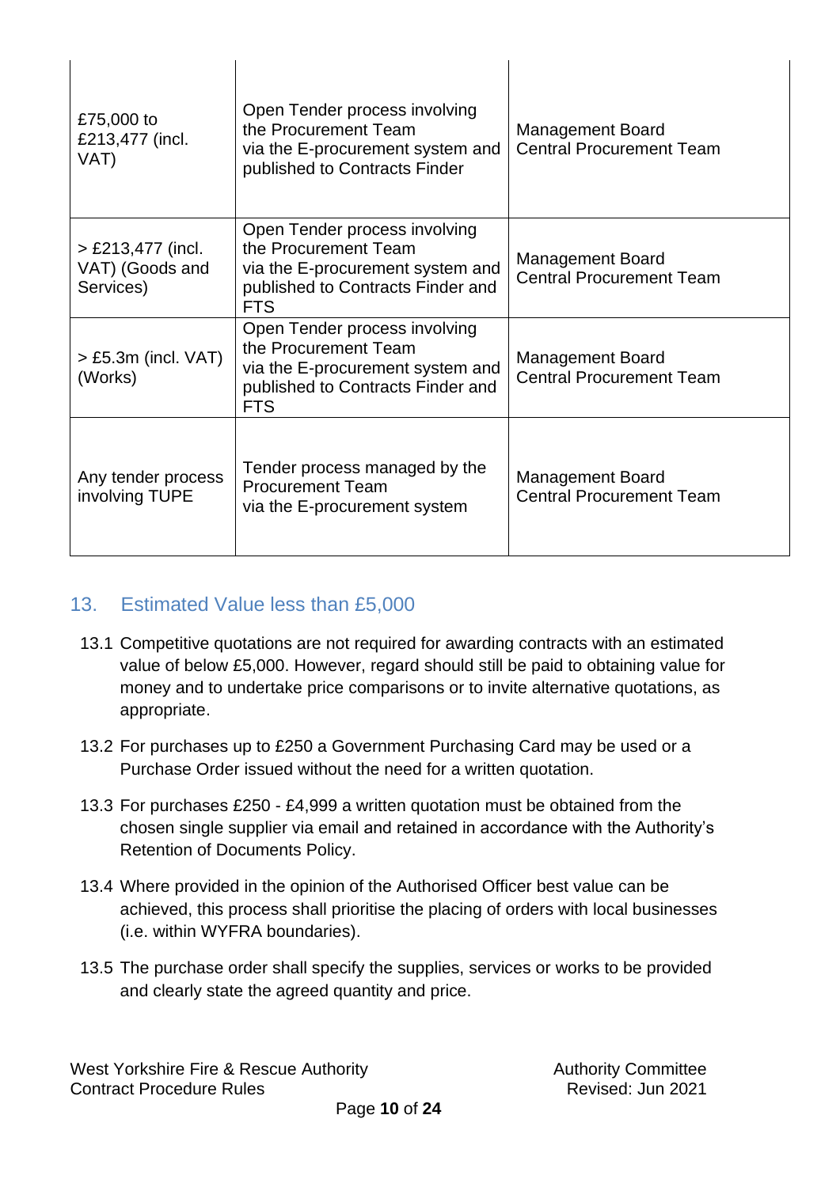| | | |
|---|---|---|
| £75,000 to £213,477 (incl. VAT) | Open Tender process involving the Procurement Team via the E-procurement system and published to Contracts Finder | Management Board Central Procurement Team |
| > £213,477 (incl. VAT) (Goods and Services) | Open Tender process involving the Procurement Team via the E-procurement system and published to Contracts Finder and FTS | Management Board Central Procurement Team |
| > £5.3m (incl. VAT) (Works) | Open Tender process involving the Procurement Team via the E-procurement system and published to Contracts Finder and FTS | Management Board Central Procurement Team |
| Any tender process involving TUPE | Tender process managed by the Procurement Team via the E-procurement system | Management Board Central Procurement Team |

## 13. Estimated Value less than £5,000

13.1 Competitive quotations are not required for awarding contracts with an estimated value of below £5,000. However, regard should still be paid to obtaining value for money and to undertake price comparisons or to invite alternative quotations, as appropriate.

13.2 For purchases up to £250 a Government Purchasing Card may be used or a Purchase Order issued without the need for a written quotation.

13.3 For purchases £250 - £4,999 a written quotation must be obtained from the chosen single supplier via email and retained in accordance with the Authority's Retention of Documents Policy.

13.4 Where provided in the opinion of the Authorised Officer best value can be achieved, this process shall prioritise the placing of orders with local businesses (i.e. within WYFRA boundaries).

13.5 The purchase order shall specify the supplies, services or works to be provided and clearly state the agreed quantity and price.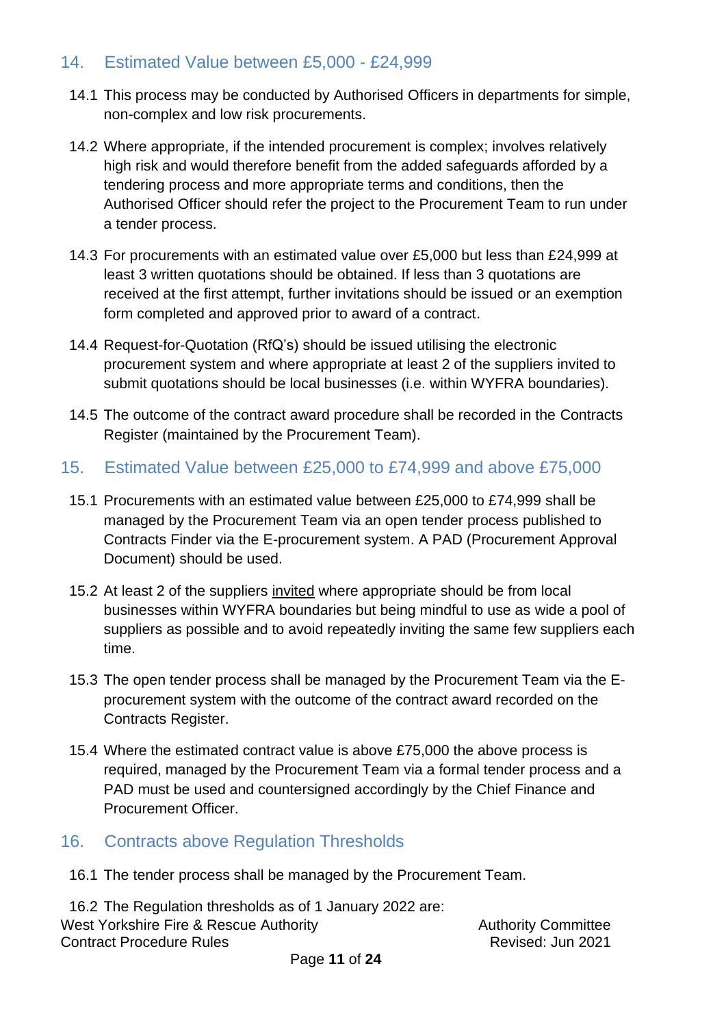## 14. Estimated Value between £5,000 - £24,999

14.1 This process may be conducted by Authorised Officers in departments for simple, non-complex and low risk procurements.

14.2 Where appropriate, if the intended procurement is complex; involves relatively high risk and would therefore benefit from the added safeguards afforded by a tendering process and more appropriate terms and conditions, then the Authorised Officer should refer the project to the Procurement Team to run under a tender process.

14.3 For procurements with an estimated value over £5,000 but less than £24,999 at least 3 written quotations should be obtained. If less than 3 quotations are received at the first attempt, further invitations should be issued or an exemption form completed and approved prior to award of a contract.

14.4 Request-for-Quotation (RfQ's) should be issued utilising the electronic procurement system and where appropriate at least 2 of the suppliers invited to submit quotations should be local businesses (i.e. within WYFRA boundaries).

14.5 The outcome of the contract award procedure shall be recorded in the Contracts Register (maintained by the Procurement Team).

## 15. Estimated Value between £25,000 to £74,999 and above £75,000

15.1 Procurements with an estimated value between £25,000 to £74,999 shall be managed by the Procurement Team via an open tender process published to Contracts Finder via the E-procurement system. A PAD (Procurement Approval Document) should be used.

15.2 At least 2 of the suppliers invited where appropriate should be from local businesses within WYFRA boundaries but being mindful to use as wide a pool of suppliers as possible and to avoid repeatedly inviting the same few suppliers each time.

15.3 The open tender process shall be managed by the Procurement Team via the E-procurement system with the outcome of the contract award recorded on the Contracts Register.

15.4 Where the estimated contract value is above £75,000 the above process is required, managed by the Procurement Team via a formal tender process and a PAD must be used and countersigned accordingly by the Chief Finance and Procurement Officer.

## 16. Contracts above Regulation Thresholds

16.1 The tender process shall be managed by the Procurement Team.

16.2 The Regulation thresholds as of 1 January 2022 are: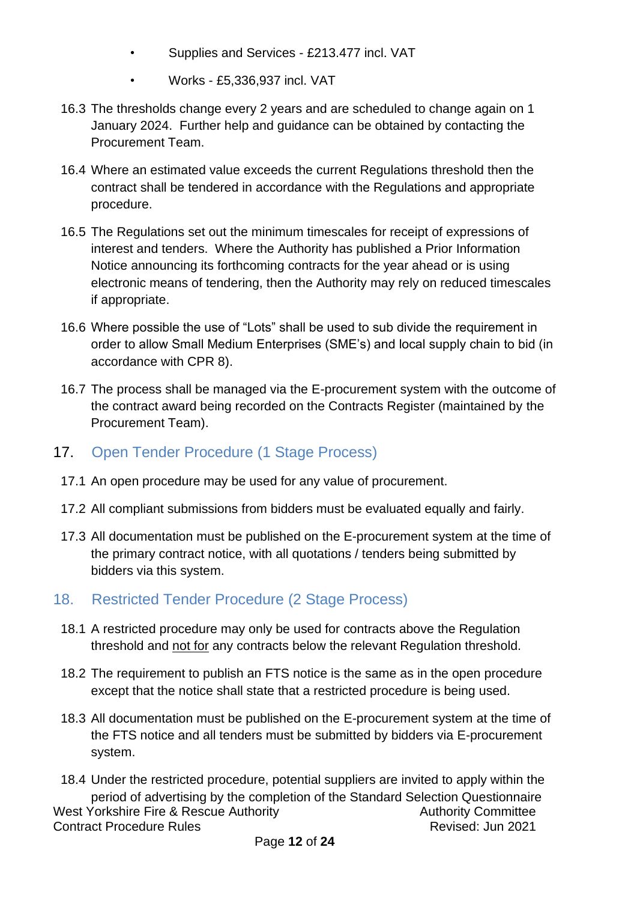- Supplies and Services - £213.477 incl. VAT
- Works - £5,336,937 incl. VAT

16.3 The thresholds change every 2 years and are scheduled to change again on 1 January 2024. Further help and guidance can be obtained by contacting the Procurement Team.

16.4 Where an estimated value exceeds the current Regulations threshold then the contract shall be tendered in accordance with the Regulations and appropriate procedure.

16.5 The Regulations set out the minimum timescales for receipt of expressions of interest and tenders. Where the Authority has published a Prior Information Notice announcing its forthcoming contracts for the year ahead or is using electronic means of tendering, then the Authority may rely on reduced timescales if appropriate.

16.6 Where possible the use of "Lots" shall be used to sub divide the requirement in order to allow Small Medium Enterprises (SME's) and local supply chain to bid (in accordance with CPR 8).

16.7 The process shall be managed via the E-procurement system with the outcome of the contract award being recorded on the Contracts Register (maintained by the Procurement Team).

## 17. Open Tender Procedure (1 Stage Process)

17.1 An open procedure may be used for any value of procurement.

17.2 All compliant submissions from bidders must be evaluated equally and fairly.

17.3 All documentation must be published on the E-procurement system at the time of the primary contract notice, with all quotations / tenders being submitted by bidders via this system.

## 18. Restricted Tender Procedure (2 Stage Process)

18.1 A restricted procedure may only be used for contracts above the Regulation threshold and <u>not for</u> any contracts below the relevant Regulation threshold.

18.2 The requirement to publish an FTS notice is the same as in the open procedure except that the notice shall state that a restricted procedure is being used.

18.3 All documentation must be published on the E-procurement system at the time of the FTS notice and all tenders must be submitted by bidders via E-procurement system.

18.4 Under the restricted procedure, potential suppliers are invited to apply within the period of advertising by the completion of the Standard Selection Questionnaire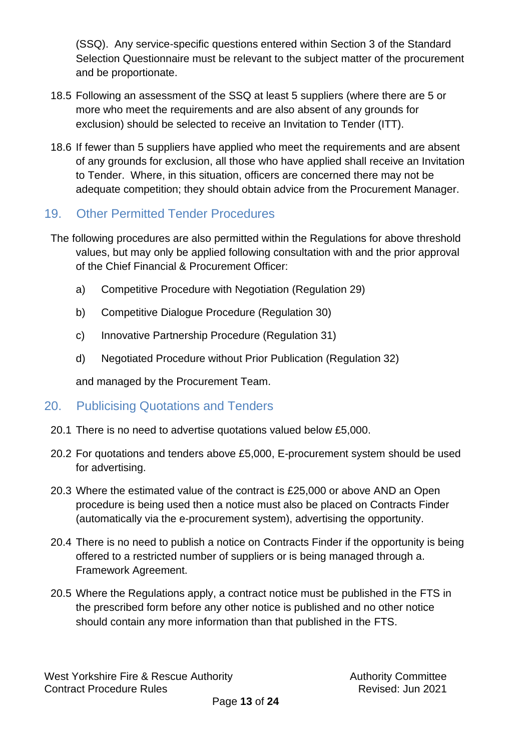(SSQ). Any service-specific questions entered within Section 3 of the Standard Selection Questionnaire must be relevant to the subject matter of the procurement and be proportionate.

18.5 Following an assessment of the SSQ at least 5 suppliers (where there are 5 or more who meet the requirements and are also absent of any grounds for exclusion) should be selected to receive an Invitation to Tender (ITT).

18.6 If fewer than 5 suppliers have applied who meet the requirements and are absent of any grounds for exclusion, all those who have applied shall receive an Invitation to Tender. Where, in this situation, officers are concerned there may not be adequate competition; they should obtain advice from the Procurement Manager.

## 19. Other Permitted Tender Procedures

The following procedures are also permitted within the Regulations for above threshold values, but may only be applied following consultation with and the prior approval of the Chief Financial & Procurement Officer:

a) Competitive Procedure with Negotiation (Regulation 29)

b) Competitive Dialogue Procedure (Regulation 30)

c) Innovative Partnership Procedure (Regulation 31)

d) Negotiated Procedure without Prior Publication (Regulation 32)

and managed by the Procurement Team.

## 20. Publicising Quotations and Tenders

20.1 There is no need to advertise quotations valued below £5,000.

20.2 For quotations and tenders above £5,000, E-procurement system should be used for advertising.

20.3 Where the estimated value of the contract is £25,000 or above AND an Open procedure is being used then a notice must also be placed on Contracts Finder (automatically via the e-procurement system), advertising the opportunity.

20.4 There is no need to publish a notice on Contracts Finder if the opportunity is being offered to a restricted number of suppliers or is being managed through a. Framework Agreement.

20.5 Where the Regulations apply, a contract notice must be published in the FTS in the prescribed form before any other notice is published and no other notice should contain any more information than that published in the FTS.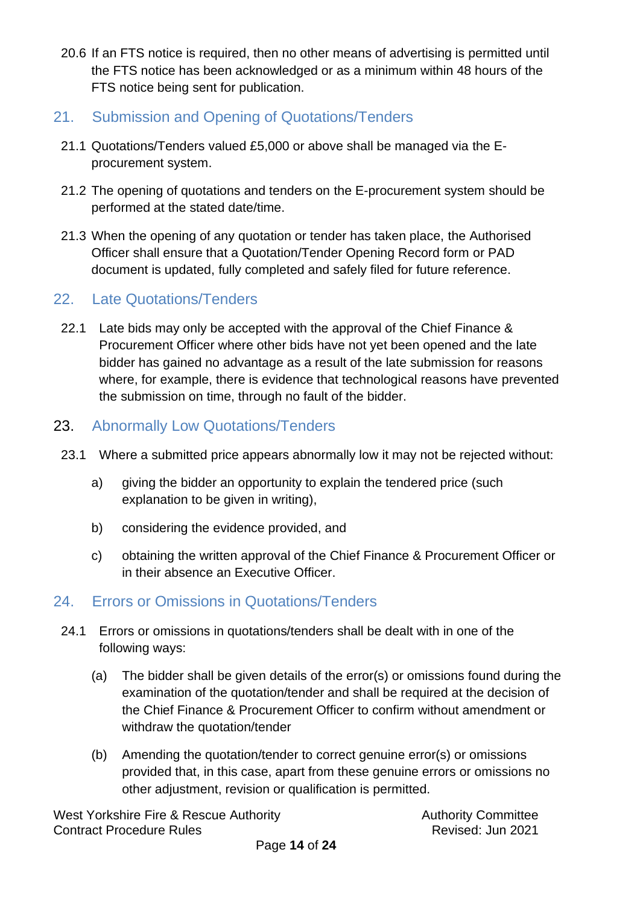20.6 If an FTS notice is required, then no other means of advertising is permitted until the FTS notice has been acknowledged or as a minimum within 48 hours of the FTS notice being sent for publication.

## 21. Submission and Opening of Quotations/Tenders

21.1 Quotations/Tenders valued £5,000 or above shall be managed via the E-procurement system.

21.2 The opening of quotations and tenders on the E-procurement system should be performed at the stated date/time.

21.3 When the opening of any quotation or tender has taken place, the Authorised Officer shall ensure that a Quotation/Tender Opening Record form or PAD document is updated, fully completed and safely filed for future reference.

## 22. Late Quotations/Tenders

22.1 Late bids may only be accepted with the approval of the Chief Finance & Procurement Officer where other bids have not yet been opened and the late bidder has gained no advantage as a result of the late submission for reasons where, for example, there is evidence that technological reasons have prevented the submission on time, through no fault of the bidder.

## 23. Abnormally Low Quotations/Tenders

23.1 Where a submitted price appears abnormally low it may not be rejected without:

a) giving the bidder an opportunity to explain the tendered price (such explanation to be given in writing),

b) considering the evidence provided, and

c) obtaining the written approval of the Chief Finance & Procurement Officer or in their absence an Executive Officer.

## 24. Errors or Omissions in Quotations/Tenders

24.1 Errors or omissions in quotations/tenders shall be dealt with in one of the following ways:

(a) The bidder shall be given details of the error(s) or omissions found during the examination of the quotation/tender and shall be required at the decision of the Chief Finance & Procurement Officer to confirm without amendment or withdraw the quotation/tender

(b) Amending the quotation/tender to correct genuine error(s) or omissions provided that, in this case, apart from these genuine errors or omissions no other adjustment, revision or qualification is permitted.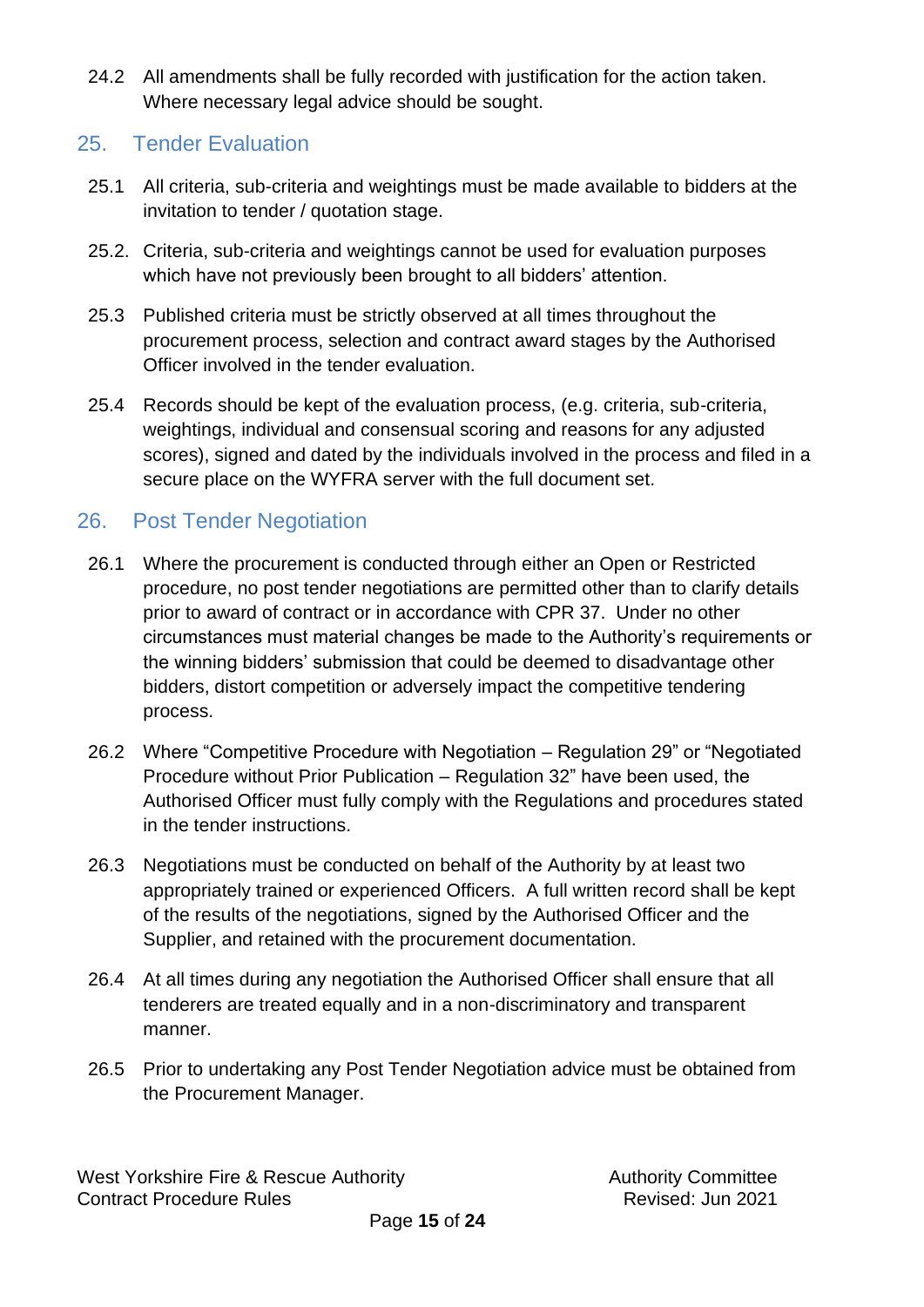24.2 All amendments shall be fully recorded with justification for the action taken. Where necessary legal advice should be sought.

## 25. Tender Evaluation

25.1 All criteria, sub-criteria and weightings must be made available to bidders at the invitation to tender / quotation stage.

25.2. Criteria, sub-criteria and weightings cannot be used for evaluation purposes which have not previously been brought to all bidders' attention.

25.3 Published criteria must be strictly observed at all times throughout the procurement process, selection and contract award stages by the Authorised Officer involved in the tender evaluation.

25.4 Records should be kept of the evaluation process, (e.g. criteria, sub-criteria, weightings, individual and consensual scoring and reasons for any adjusted scores), signed and dated by the individuals involved in the process and filed in a secure place on the WYFRA server with the full document set.

## 26. Post Tender Negotiation

26.1 Where the procurement is conducted through either an Open or Restricted procedure, no post tender negotiations are permitted other than to clarify details prior to award of contract or in accordance with CPR 37. Under no other circumstances must material changes be made to the Authority's requirements or the winning bidders' submission that could be deemed to disadvantage other bidders, distort competition or adversely impact the competitive tendering process.

26.2 Where "Competitive Procedure with Negotiation – Regulation 29" or "Negotiated Procedure without Prior Publication – Regulation 32" have been used, the Authorised Officer must fully comply with the Regulations and procedures stated in the tender instructions.

26.3 Negotiations must be conducted on behalf of the Authority by at least two appropriately trained or experienced Officers. A full written record shall be kept of the results of the negotiations, signed by the Authorised Officer and the Supplier, and retained with the procurement documentation.

26.4 At all times during any negotiation the Authorised Officer shall ensure that all tenderers are treated equally and in a non-discriminatory and transparent manner.

26.5 Prior to undertaking any Post Tender Negotiation advice must be obtained from the Procurement Manager.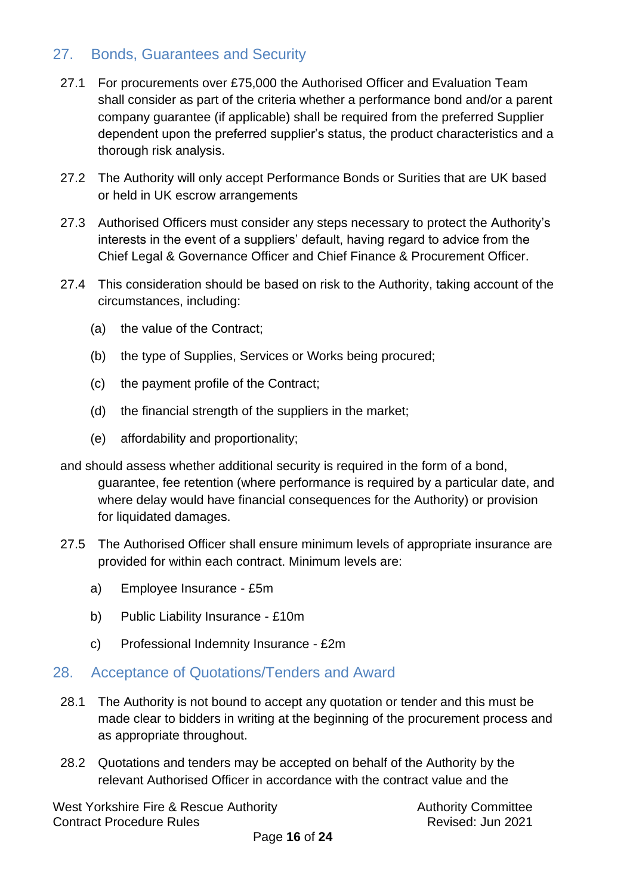## 27. Bonds, Guarantees and Security

27.1 For procurements over £75,000 the Authorised Officer and Evaluation Team shall consider as part of the criteria whether a performance bond and/or a parent company guarantee (if applicable) shall be required from the preferred Supplier dependent upon the preferred supplier's status, the product characteristics and a thorough risk analysis.

27.2 The Authority will only accept Performance Bonds or Surities that are UK based or held in UK escrow arrangements

27.3 Authorised Officers must consider any steps necessary to protect the Authority's interests in the event of a suppliers' default, having regard to advice from the Chief Legal & Governance Officer and Chief Finance & Procurement Officer.

27.4 This consideration should be based on risk to the Authority, taking account of the circumstances, including:

(a) the value of the Contract;

(b) the type of Supplies, Services or Works being procured;

(c) the payment profile of the Contract;

(d) the financial strength of the suppliers in the market;

(e) affordability and proportionality;

and should assess whether additional security is required in the form of a bond, guarantee, fee retention (where performance is required by a particular date, and where delay would have financial consequences for the Authority) or provision for liquidated damages.

27.5 The Authorised Officer shall ensure minimum levels of appropriate insurance are provided for within each contract. Minimum levels are:

a) Employee Insurance - £5m

b) Public Liability Insurance - £10m

c) Professional Indemnity Insurance - £2m

## 28. Acceptance of Quotations/Tenders and Award

28.1 The Authority is not bound to accept any quotation or tender and this must be made clear to bidders in writing at the beginning of the procurement process and as appropriate throughout.

28.2 Quotations and tenders may be accepted on behalf of the Authority by the relevant Authorised Officer in accordance with the contract value and the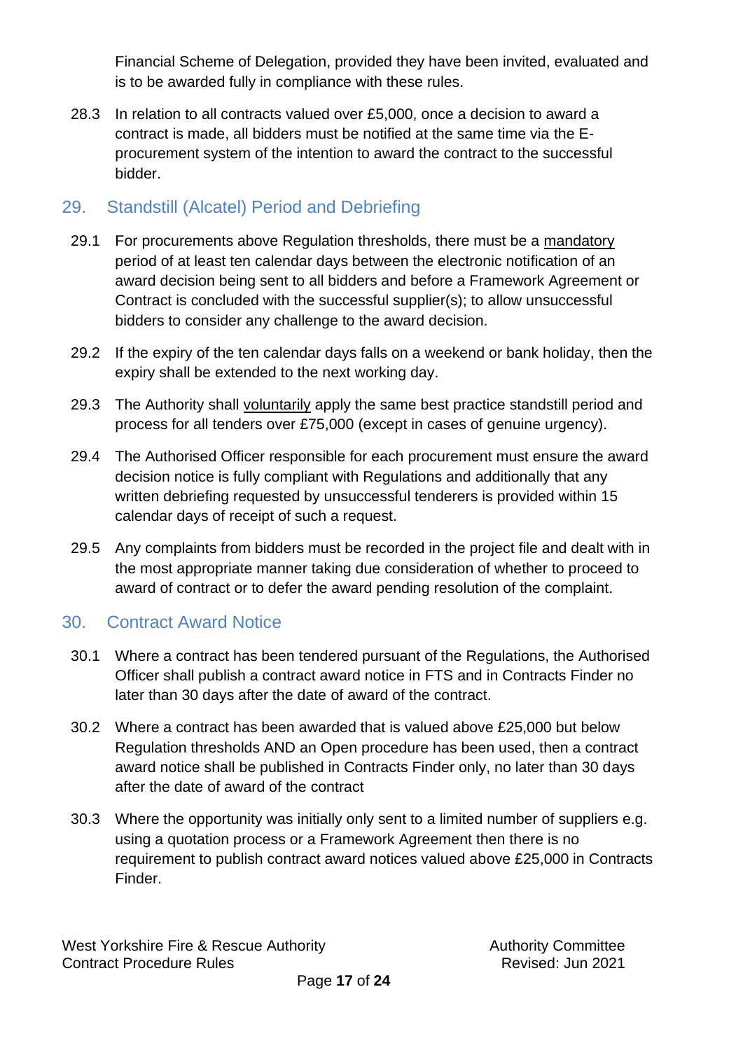Financial Scheme of Delegation, provided they have been invited, evaluated and is to be awarded fully in compliance with these rules.

28.3 In relation to all contracts valued over £5,000, once a decision to award a contract is made, all bidders must be notified at the same time via the E-procurement system of the intention to award the contract to the successful bidder.

## 29. Standstill (Alcatel) Period and Debriefing

29.1 For procurements above Regulation thresholds, there must be a <u>mandatory</u> period of at least ten calendar days between the electronic notification of an award decision being sent to all bidders and before a Framework Agreement or Contract is concluded with the successful supplier(s); to allow unsuccessful bidders to consider any challenge to the award decision.

29.2 If the expiry of the ten calendar days falls on a weekend or bank holiday, then the expiry shall be extended to the next working day.

29.3 The Authority shall <u>voluntarily</u> apply the same best practice standstill period and process for all tenders over £75,000 (except in cases of genuine urgency).

29.4 The Authorised Officer responsible for each procurement must ensure the award decision notice is fully compliant with Regulations and additionally that any written debriefing requested by unsuccessful tenderers is provided within 15 calendar days of receipt of such a request.

29.5 Any complaints from bidders must be recorded in the project file and dealt with in the most appropriate manner taking due consideration of whether to proceed to award of contract or to defer the award pending resolution of the complaint.

## 30. Contract Award Notice

30.1 Where a contract has been tendered pursuant of the Regulations, the Authorised Officer shall publish a contract award notice in FTS and in Contracts Finder no later than 30 days after the date of award of the contract.

30.2 Where a contract has been awarded that is valued above £25,000 but below Regulation thresholds AND an Open procedure has been used, then a contract award notice shall be published in Contracts Finder only, no later than 30 days after the date of award of the contract

30.3 Where the opportunity was initially only sent to a limited number of suppliers e.g. using a quotation process or a Framework Agreement then there is no requirement to publish contract award notices valued above £25,000 in Contracts Finder.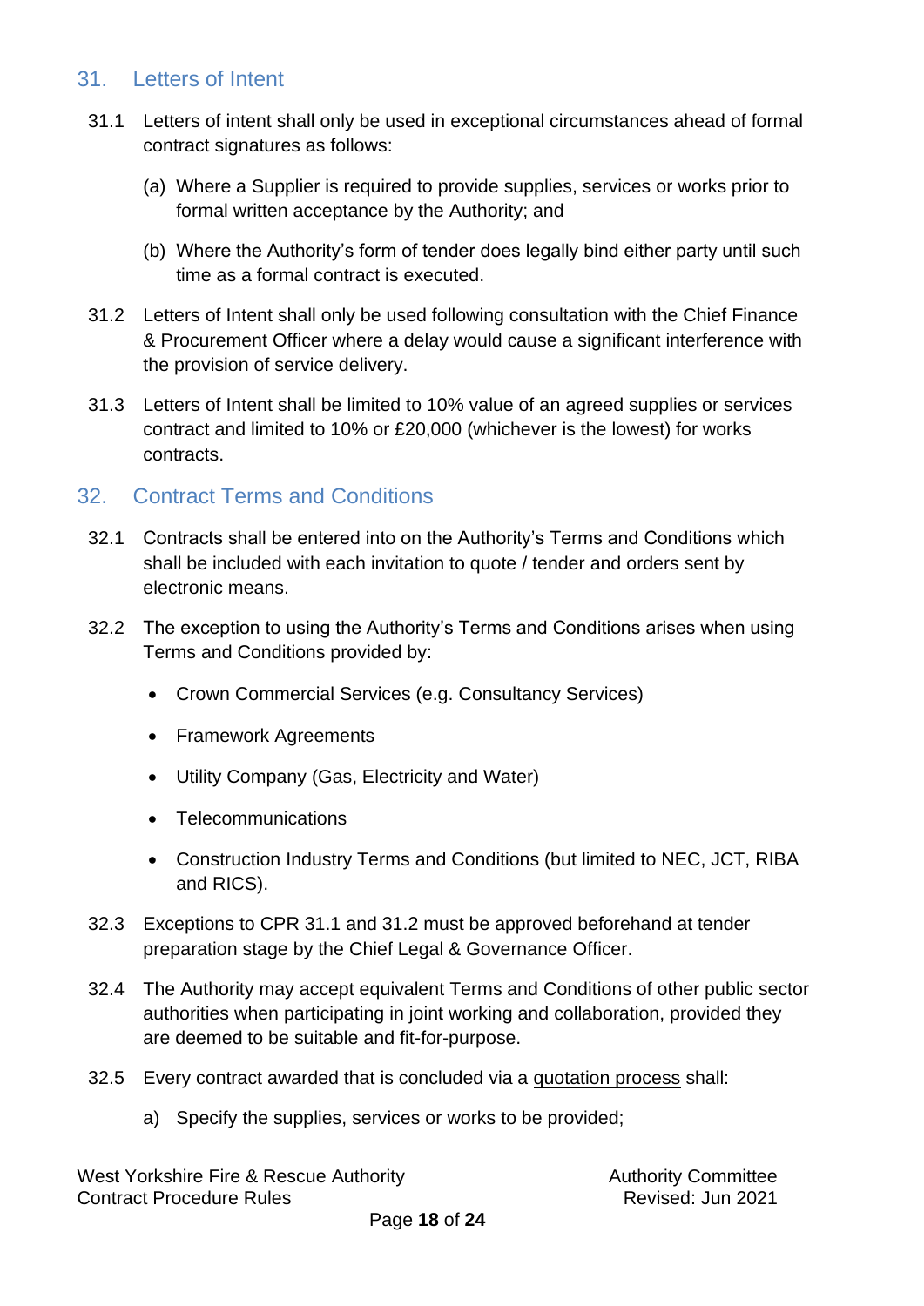## 31. Letters of Intent

31.1 Letters of intent shall only be used in exceptional circumstances ahead of formal contract signatures as follows:

(a) Where a Supplier is required to provide supplies, services or works prior to formal written acceptance by the Authority; and

(b) Where the Authority's form of tender does legally bind either party until such time as a formal contract is executed.

31.2 Letters of Intent shall only be used following consultation with the Chief Finance & Procurement Officer where a delay would cause a significant interference with the provision of service delivery.

31.3 Letters of Intent shall be limited to 10% value of an agreed supplies or services contract and limited to 10% or £20,000 (whichever is the lowest) for works contracts.

## 32. Contract Terms and Conditions

32.1 Contracts shall be entered into on the Authority's Terms and Conditions which shall be included with each invitation to quote / tender and orders sent by electronic means.

32.2 The exception to using the Authority's Terms and Conditions arises when using Terms and Conditions provided by:

- Crown Commercial Services (e.g. Consultancy Services)
- Framework Agreements
- Utility Company (Gas, Electricity and Water)
- Telecommunications
- Construction Industry Terms and Conditions (but limited to NEC, JCT, RIBA and RICS).

32.3 Exceptions to CPR 31.1 and 31.2 must be approved beforehand at tender preparation stage by the Chief Legal & Governance Officer.

32.4 The Authority may accept equivalent Terms and Conditions of other public sector authorities when participating in joint working and collaboration, provided they are deemed to be suitable and fit-for-purpose.

32.5 Every contract awarded that is concluded via a <u>quotation process</u> shall:

a) Specify the supplies, services or works to be provided;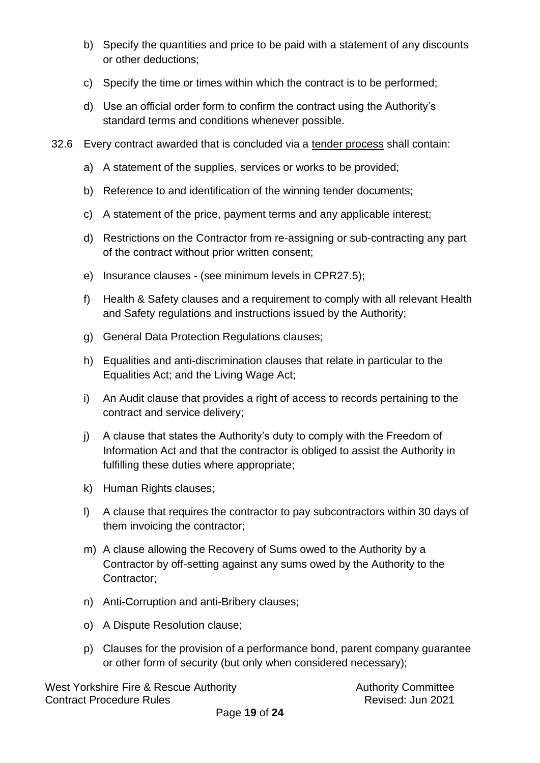b) Specify the quantities and price to be paid with a statement of any discounts or other deductions;

c) Specify the time or times within which the contract is to be performed;

d) Use an official order form to confirm the contract using the Authority's standard terms and conditions whenever possible.

32.6 Every contract awarded that is concluded via a tender process shall contain:

a) A statement of the supplies, services or works to be provided;

b) Reference to and identification of the winning tender documents;

c) A statement of the price, payment terms and any applicable interest;

d) Restrictions on the Contractor from re-assigning or sub-contracting any part of the contract without prior written consent;

e) Insurance clauses - (see minimum levels in CPR27.5);

f) Health & Safety clauses and a requirement to comply with all relevant Health and Safety regulations and instructions issued by the Authority;

g) General Data Protection Regulations clauses;

h) Equalities and anti-discrimination clauses that relate in particular to the Equalities Act; and the Living Wage Act;

i) An Audit clause that provides a right of access to records pertaining to the contract and service delivery;

j) A clause that states the Authority's duty to comply with the Freedom of Information Act and that the contractor is obliged to assist the Authority in fulfilling these duties where appropriate;

k) Human Rights clauses;

l) A clause that requires the contractor to pay subcontractors within 30 days of them invoicing the contractor;

m) A clause allowing the Recovery of Sums owed to the Authority by a Contractor by off-setting against any sums owed by the Authority to the Contractor;

n) Anti-Corruption and anti-Bribery clauses;

o) A Dispute Resolution clause;

p) Clauses for the provision of a performance bond, parent company guarantee or other form of security (but only when considered necessary);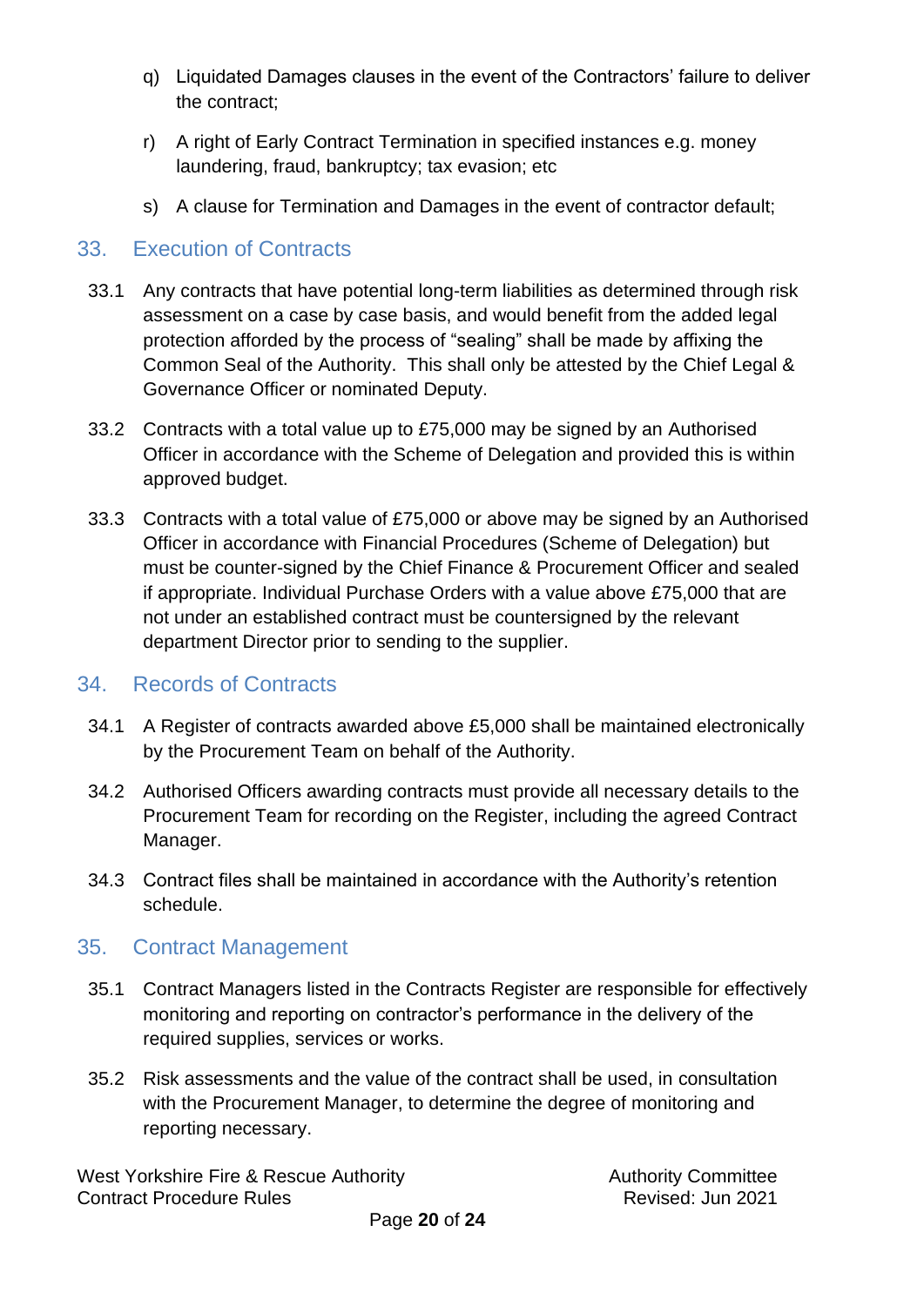q) Liquidated Damages clauses in the event of the Contractors' failure to deliver the contract;

r) A right of Early Contract Termination in specified instances e.g. money laundering, fraud, bankruptcy; tax evasion; etc

s) A clause for Termination and Damages in the event of contractor default;

## 33. Execution of Contracts

33.1 Any contracts that have potential long-term liabilities as determined through risk assessment on a case by case basis, and would benefit from the added legal protection afforded by the process of "sealing" shall be made by affixing the Common Seal of the Authority. This shall only be attested by the Chief Legal & Governance Officer or nominated Deputy.

33.2 Contracts with a total value up to £75,000 may be signed by an Authorised Officer in accordance with the Scheme of Delegation and provided this is within approved budget.

33.3 Contracts with a total value of £75,000 or above may be signed by an Authorised Officer in accordance with Financial Procedures (Scheme of Delegation) but must be counter-signed by the Chief Finance & Procurement Officer and sealed if appropriate. Individual Purchase Orders with a value above £75,000 that are not under an established contract must be countersigned by the relevant department Director prior to sending to the supplier.

## 34. Records of Contracts

34.1 A Register of contracts awarded above £5,000 shall be maintained electronically by the Procurement Team on behalf of the Authority.

34.2 Authorised Officers awarding contracts must provide all necessary details to the Procurement Team for recording on the Register, including the agreed Contract Manager.

34.3 Contract files shall be maintained in accordance with the Authority's retention schedule.

## 35. Contract Management

35.1 Contract Managers listed in the Contracts Register are responsible for effectively monitoring and reporting on contractor's performance in the delivery of the required supplies, services or works.

35.2 Risk assessments and the value of the contract shall be used, in consultation with the Procurement Manager, to determine the degree of monitoring and reporting necessary.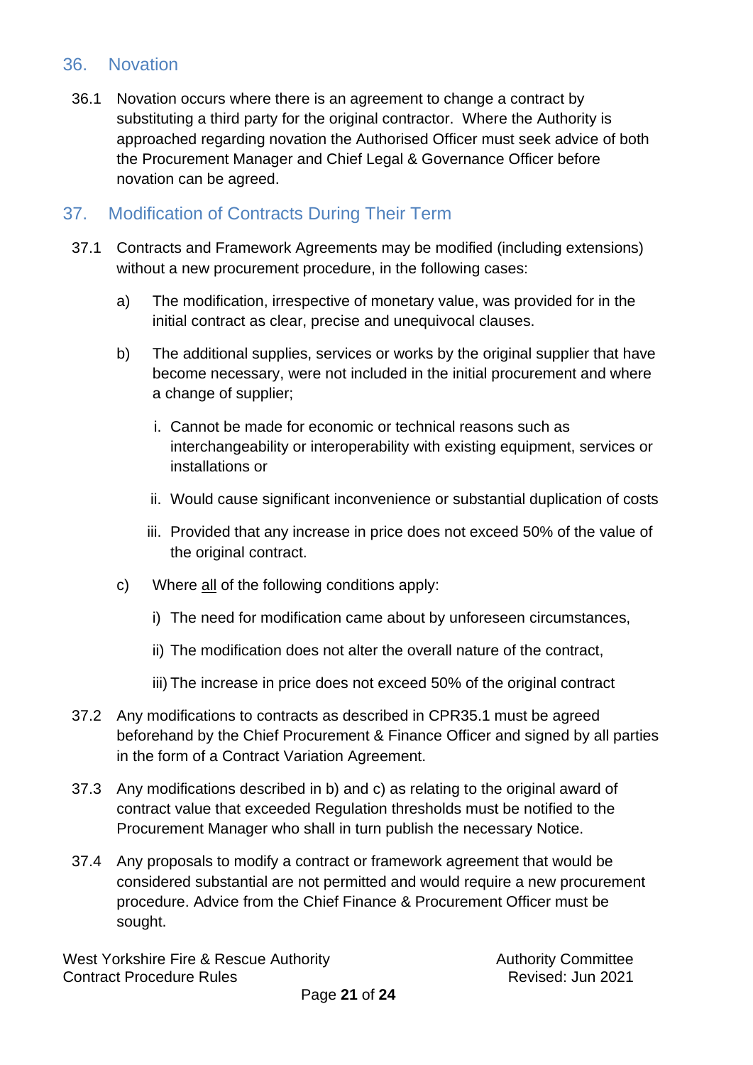## 36. Novation

36.1 Novation occurs where there is an agreement to change a contract by substituting a third party for the original contractor. Where the Authority is approached regarding novation the Authorised Officer must seek advice of both the Procurement Manager and Chief Legal & Governance Officer before novation can be agreed.

## 37. Modification of Contracts During Their Term

37.1 Contracts and Framework Agreements may be modified (including extensions) without a new procurement procedure, in the following cases:

a) The modification, irrespective of monetary value, was provided for in the initial contract as clear, precise and unequivocal clauses.

b) The additional supplies, services or works by the original supplier that have become necessary, were not included in the initial procurement and where a change of supplier;

   i. Cannot be made for economic or technical reasons such as interchangeability or interoperability with existing equipment, services or installations or

   ii. Would cause significant inconvenience or substantial duplication of costs

   iii. Provided that any increase in price does not exceed 50% of the value of the original contract.

c) Where <u>all</u> of the following conditions apply:

   i) The need for modification came about by unforeseen circumstances,

   ii) The modification does not alter the overall nature of the contract,

   iii) The increase in price does not exceed 50% of the original contract

37.2 Any modifications to contracts as described in CPR35.1 must be agreed beforehand by the Chief Procurement & Finance Officer and signed by all parties in the form of a Contract Variation Agreement.

37.3 Any modifications described in b) and c) as relating to the original award of contract value that exceeded Regulation thresholds must be notified to the Procurement Manager who shall in turn publish the necessary Notice.

37.4 Any proposals to modify a contract or framework agreement that would be considered substantial are not permitted and would require a new procurement procedure. Advice from the Chief Finance & Procurement Officer must be sought.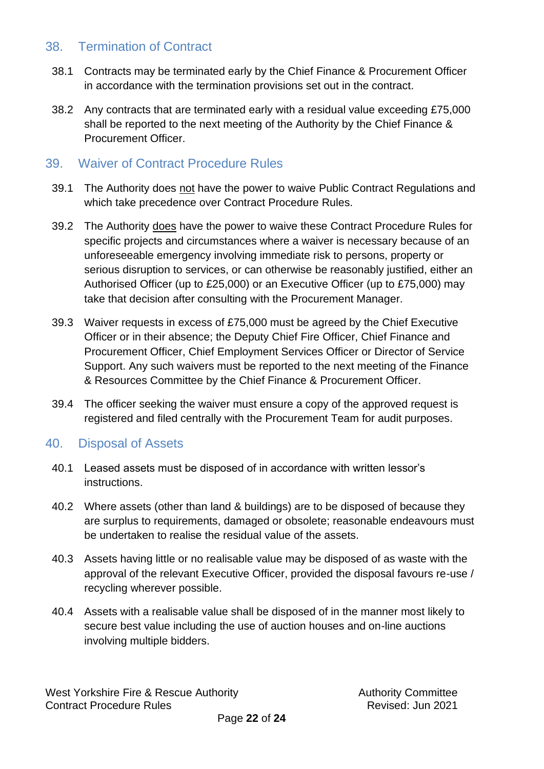## 38. Termination of Contract

38.1 Contracts may be terminated early by the Chief Finance & Procurement Officer in accordance with the termination provisions set out in the contract.

38.2 Any contracts that are terminated early with a residual value exceeding £75,000 shall be reported to the next meeting of the Authority by the Chief Finance & Procurement Officer.

## 39. Waiver of Contract Procedure Rules

39.1 The Authority does <u>not</u> have the power to waive Public Contract Regulations and which take precedence over Contract Procedure Rules.

39.2 The Authority <u>does</u> have the power to waive these Contract Procedure Rules for specific projects and circumstances where a waiver is necessary because of an unforeseeable emergency involving immediate risk to persons, property or serious disruption to services, or can otherwise be reasonably justified, either an Authorised Officer (up to £25,000) or an Executive Officer (up to £75,000) may take that decision after consulting with the Procurement Manager.

39.3 Waiver requests in excess of £75,000 must be agreed by the Chief Executive Officer or in their absence; the Deputy Chief Fire Officer, Chief Finance and Procurement Officer, Chief Employment Services Officer or Director of Service Support. Any such waivers must be reported to the next meeting of the Finance & Resources Committee by the Chief Finance & Procurement Officer.

39.4 The officer seeking the waiver must ensure a copy of the approved request is registered and filed centrally with the Procurement Team for audit purposes.

## 40. Disposal of Assets

40.1 Leased assets must be disposed of in accordance with written lessor's instructions.

40.2 Where assets (other than land & buildings) are to be disposed of because they are surplus to requirements, damaged or obsolete; reasonable endeavours must be undertaken to realise the residual value of the assets.

40.3 Assets having little or no realisable value may be disposed of as waste with the approval of the relevant Executive Officer, provided the disposal favours re-use / recycling wherever possible.

40.4 Assets with a realisable value shall be disposed of in the manner most likely to secure best value including the use of auction houses and on-line auctions involving multiple bidders.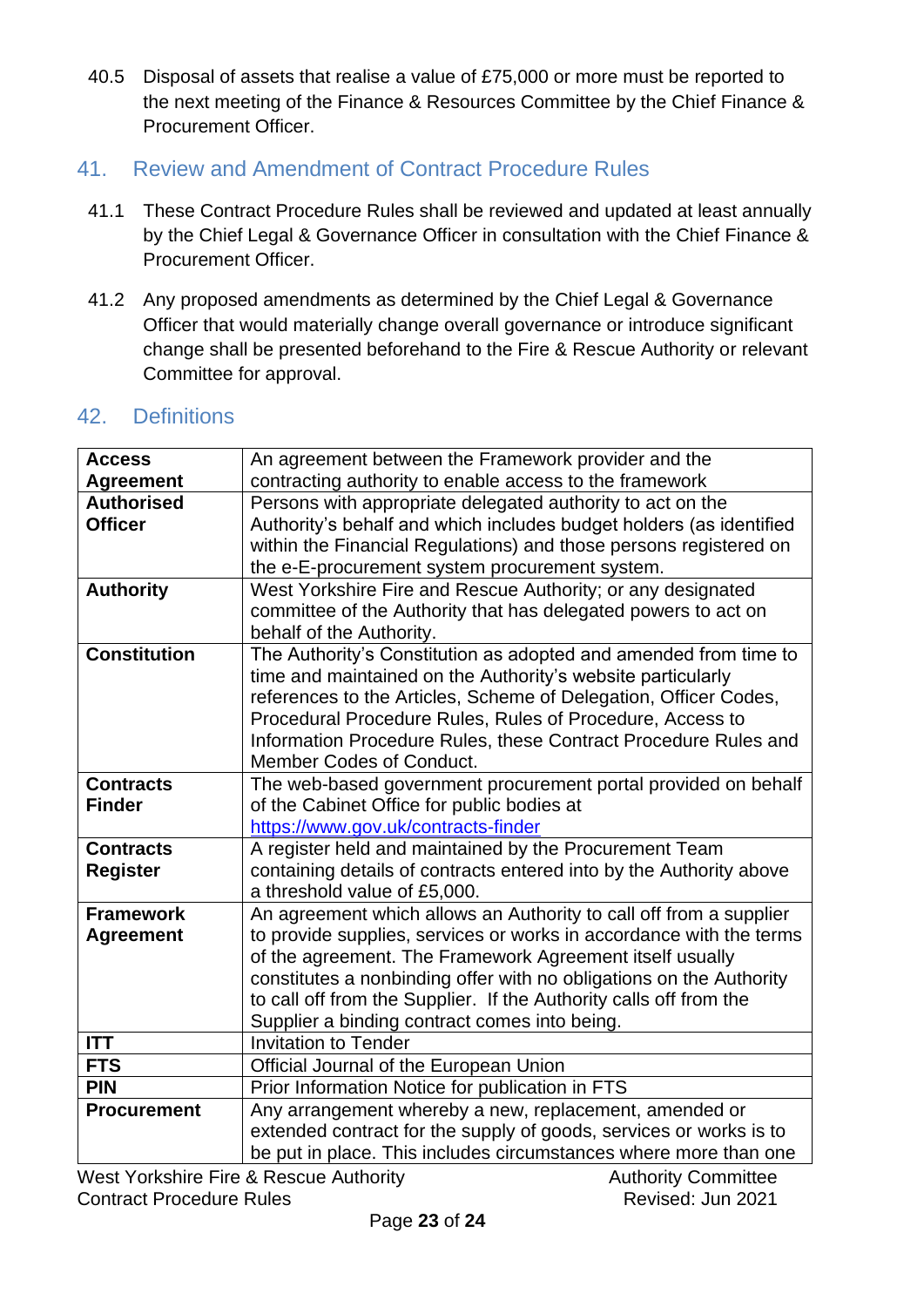40.5 Disposal of assets that realise a value of £75,000 or more must be reported to the next meeting of the Finance & Resources Committee by the Chief Finance & Procurement Officer.

## 41. Review and Amendment of Contract Procedure Rules

41.1 These Contract Procedure Rules shall be reviewed and updated at least annually by the Chief Legal & Governance Officer in consultation with the Chief Finance & Procurement Officer.

41.2 Any proposed amendments as determined by the Chief Legal & Governance Officer that would materially change overall governance or introduce significant change shall be presented beforehand to the Fire & Rescue Authority or relevant Committee for approval.

## 42. Definitions

| | |
|---|---|
| **Access Agreement** | An agreement between the Framework provider and the contracting authority to enable access to the framework |
| **Authorised Officer** | Persons with appropriate delegated authority to act on the Authority's behalf and which includes budget holders (as identified within the Financial Regulations) and those persons registered on the e-E-procurement system procurement system. |
| **Authority** | West Yorkshire Fire and Rescue Authority; or any designated committee of the Authority that has delegated powers to act on behalf of the Authority. |
| **Constitution** | The Authority's Constitution as adopted and amended from time to time and maintained on the Authority's website particularly references to the Articles, Scheme of Delegation, Officer Codes, Procedural Procedure Rules, Rules of Procedure, Access to Information Procedure Rules, these Contract Procedure Rules and Member Codes of Conduct. |
| **Contracts Finder** | The web-based government procurement portal provided on behalf of the Cabinet Office for public bodies at https://www.gov.uk/contracts-finder |
| **Contracts Register** | A register held and maintained by the Procurement Team containing details of contracts entered into by the Authority above a threshold value of £5,000. |
| **Framework Agreement** | An agreement which allows an Authority to call off from a supplier to provide supplies, services or works in accordance with the terms of the agreement. The Framework Agreement itself usually constitutes a nonbinding offer with no obligations on the Authority to call off from the Supplier. If the Authority calls off from the Supplier a binding contract comes into being. |
| **ITT** | Invitation to Tender |
| **FTS** | Official Journal of the European Union |
| **PIN** | Prior Information Notice for publication in FTS |
| **Procurement** | Any arrangement whereby a new, replacement, amended or extended contract for the supply of goods, services or works is to be put in place. This includes circumstances where more than one |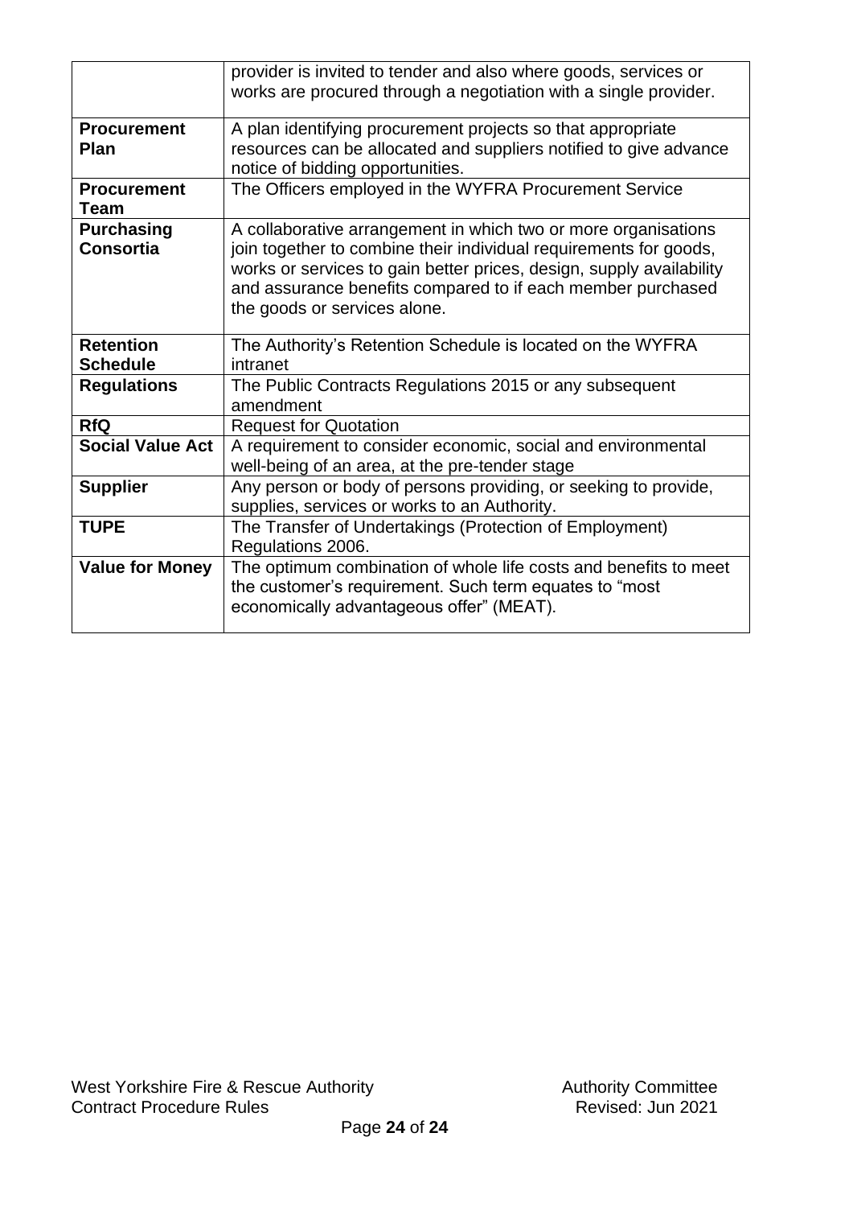| | |
|---|---|
| | provider is invited to tender and also where goods, services or works are procured through a negotiation with a single provider. |
| **Procurement Plan** | A plan identifying procurement projects so that appropriate resources can be allocated and suppliers notified to give advance notice of bidding opportunities. |
| **Procurement Team** | The Officers employed in the WYFRA Procurement Service |
| **Purchasing Consortia** | A collaborative arrangement in which two or more organisations join together to combine their individual requirements for goods, works or services to gain better prices, design, supply availability and assurance benefits compared to if each member purchased the goods or services alone. |
| **Retention Schedule** | The Authority's Retention Schedule is located on the WYFRA intranet |
| **Regulations** | The Public Contracts Regulations 2015 or any subsequent amendment |
| **RfQ** | Request for Quotation |
| **Social Value Act** | A requirement to consider economic, social and environmental well-being of an area, at the pre-tender stage |
| **Supplier** | Any person or body of persons providing, or seeking to provide, supplies, services or works to an Authority. |
| **TUPE** | The Transfer of Undertakings (Protection of Employment) Regulations 2006. |
| **Value for Money** | The optimum combination of whole life costs and benefits to meet the customer's requirement. Such term equates to "most economically advantageous offer" (MEAT). |